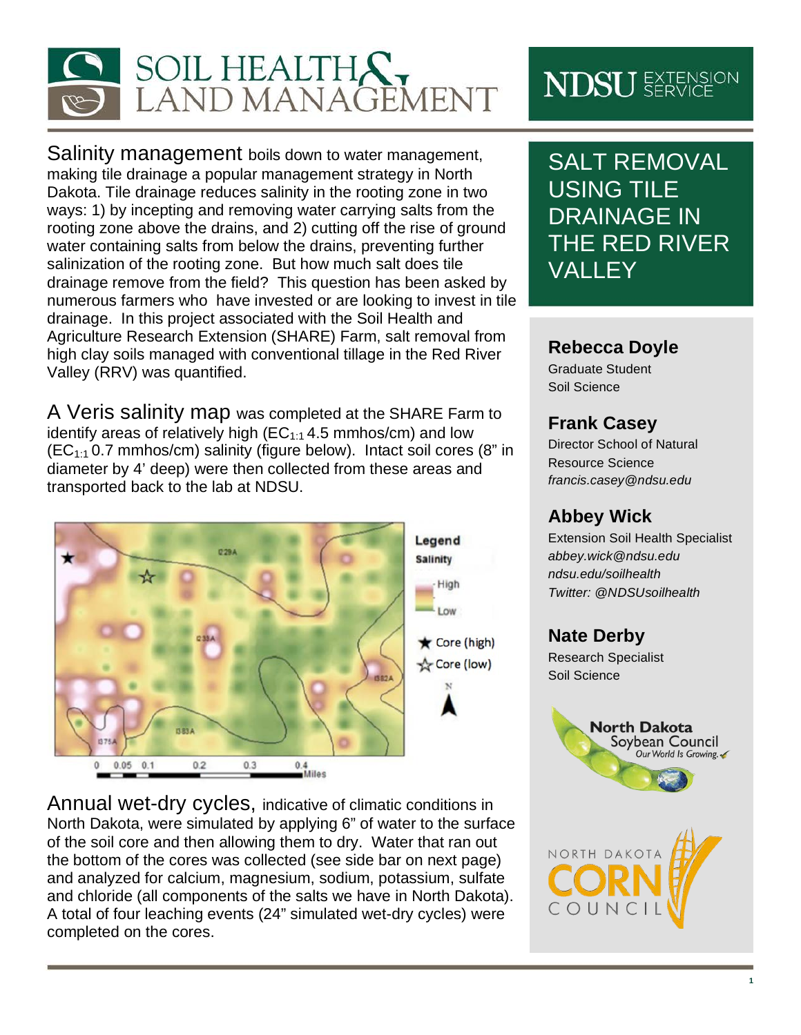# SOIL HEALTH & LAND MANAGEMENT

NDSU EXTENSION SERVICE

## SALT REMOVAL USING TILE DRAINAGE IN THE RED RIVER VALLEY

**Rebecca Doyle**
Graduate Student
Soil Science

**Frank Casey**
Director School of Natural Resource Science
*francis.casey@ndsu.edu*

**Abbey Wick**
Extension Soil Health Specialist
*abbey.wick@ndsu.edu*
*ndsu.edu/soilhealth*
*Twitter: @NDSUsoilhealth*

**Nate Derby**
Research Specialist
Soil Science

North Dakota Soybean Council — Our World Is Growing.

NORTH DAKOTA CORN COUNCIL

Salinity management boils down to water management, making tile drainage a popular management strategy in North Dakota. Tile drainage reduces salinity in the rooting zone in two ways: 1) by incepting and removing water carrying salts from the rooting zone above the drains, and 2) cutting off the rise of ground water containing salts from below the drains, preventing further salinization of the rooting zone. But how much salt does tile drainage remove from the field? This question has been asked by numerous farmers who have invested or are looking to invest in tile drainage. In this project associated with the Soil Health and Agriculture Research Extension (SHARE) Farm, salt removal from high clay soils managed with conventional tillage in the Red River Valley (RRV) was quantified.

A Veris salinity map was completed at the SHARE Farm to identify areas of relatively high ($EC_{1:1}$ 4.5 mmhos/cm) and low ($EC_{1:1}$ 0.7 mmhos/cm) salinity (figure below). Intact soil cores (8" in diameter by 4' deep) were then collected from these areas and transported back to the lab at NDSU.

Legend
Salinity
High
Low
★ Core (high)
☆ Core (low)
N
0 0.05 0.1 0.2 0.3 0.4 Miles

Annual wet-dry cycles, indicative of climatic conditions in North Dakota, were simulated by applying 6" of water to the surface of the soil core and then allowing them to dry. Water that ran out the bottom of the cores was collected (see side bar on next page) and analyzed for calcium, magnesium, sodium, potassium, sulfate and chloride (all components of the salts we have in North Dakota). A total of four leaching events (24" simulated wet-dry cycles) were completed on the cores.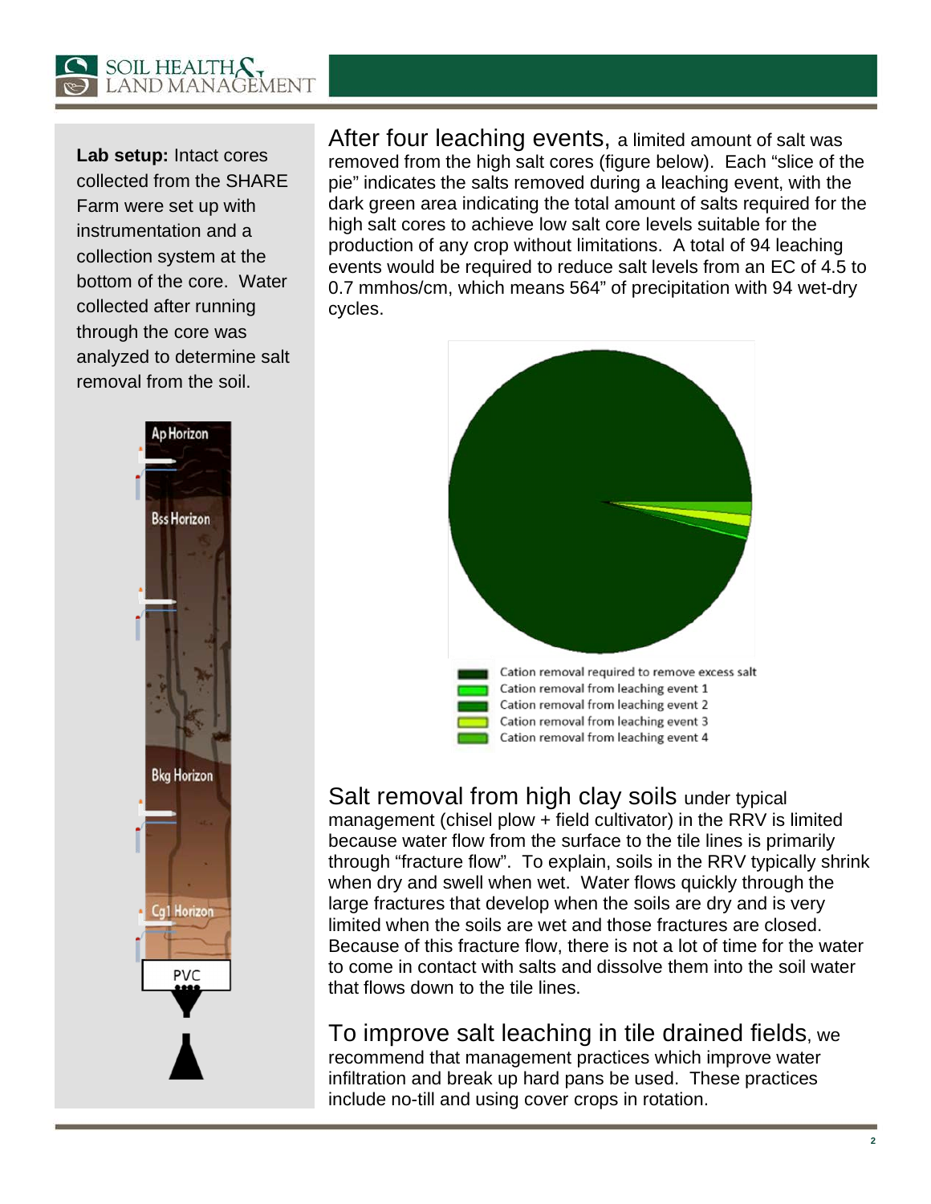**Lab setup:** Intact cores collected from the SHARE Farm were set up with instrumentation and a collection system at the bottom of the core. Water collected after running through the core was analyzed to determine salt removal from the soil.

Ap Horizon

Bss Horizon

Bkg Horizon

Cg1 Horizon

PVC

## After four leaching events,

a limited amount of salt was removed from the high salt cores (figure below). Each "slice of the pie" indicates the salts removed during a leaching event, with the dark green area indicating the total amount of salts required for the high salt cores to achieve low salt core levels suitable for the production of any crop without limitations. A total of 94 leaching events would be required to reduce salt levels from an EC of 4.5 to 0.7 mmhos/cm, which means 564" of precipitation with 94 wet-dry cycles.

Cation removal required to remove excess salt

Cation removal from leaching event 1

Cation removal from leaching event 2

Cation removal from leaching event 3

Cation removal from leaching event 4

## Salt removal from high clay soils

under typical management (chisel plow + field cultivator) in the RRV is limited because water flow from the surface to the tile lines is primarily through "fracture flow". To explain, soils in the RRV typically shrink when dry and swell when wet. Water flows quickly through the large fractures that develop when the soils are dry and is very limited when the soils are wet and those fractures are closed. Because of this fracture flow, there is not a lot of time for the water to come in contact with salts and dissolve them into the soil water that flows down to the tile lines.

## To improve salt leaching in tile drained fields,

we recommend that management practices which improve water infiltration and break up hard pans be used. These practices include no-till and using cover crops in rotation.